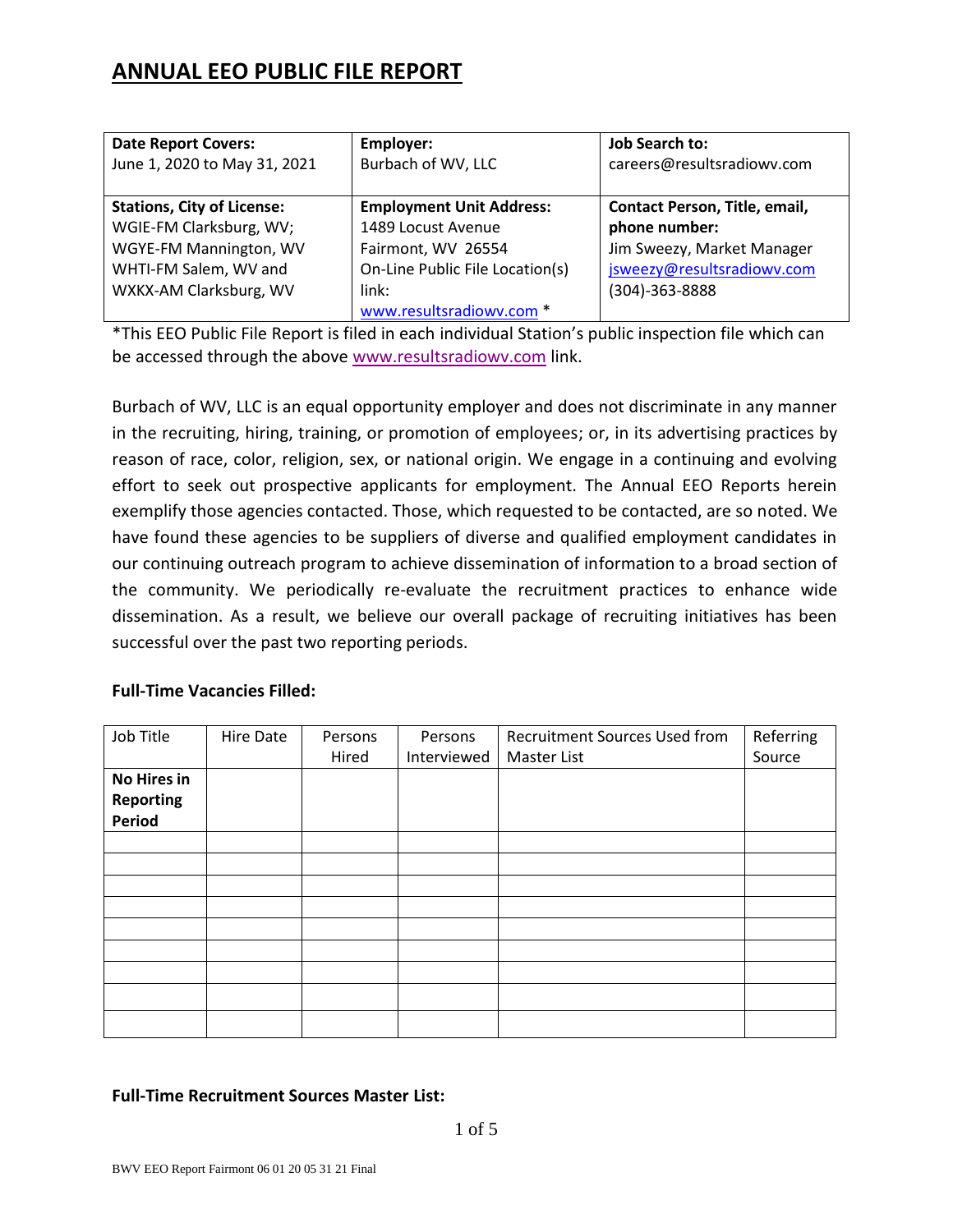# ANNUAL EEO PUBLIC FILE REPORT

| **Date Report Covers:** June 1, 2020 to May 31, 2021 | **Employer:** Burbach of WV, LLC | **Job Search to:** careers@resultsradiowv.com |
|---|---|---|
| **Stations, City of License:** WGIE-FM Clarksburg, WV; WGYE-FM Mannington, WV WHTI-FM Salem, WV and WXKX-AM Clarksburg, WV | **Employment Unit Address:** 1489 Locust Avenue Fairmont, WV 26554 On-Line Public File Location(s) link: www.resultsradiowv.com * | **Contact Person, Title, email, phone number:** Jim Sweezy, Market Manager jsweezy@resultsradiowv.com (304)-363-8888 |

*This EEO Public File Report is filed in each individual Station's public inspection file which can be accessed through the above www.resultsradiowv.com link.

Burbach of WV, LLC is an equal opportunity employer and does not discriminate in any manner in the recruiting, hiring, training, or promotion of employees; or, in its advertising practices by reason of race, color, religion, sex, or national origin. We engage in a continuing and evolving effort to seek out prospective applicants for employment. The Annual EEO Reports herein exemplify those agencies contacted. Those, which requested to be contacted, are so noted. We have found these agencies to be suppliers of diverse and qualified employment candidates in our continuing outreach program to achieve dissemination of information to a broad section of the community. We periodically re-evaluate the recruitment practices to enhance wide dissemination. As a result, we believe our overall package of recruiting initiatives has been successful over the past two reporting periods.

**Full-Time Vacancies Filled:**

| Job Title | Hire Date | Persons Hired | Persons Interviewed | Recruitment Sources Used from Master List | Referring Source |
|---|---|---|---|---|---|
| **No Hires in Reporting Period** | | | | | |
| | | | | | |
| | | | | | |
| | | | | | |
| | | | | | |
| | | | | | |
| | | | | | |
| | | | | | |
| | | | | | |
| | | | | | |

**Full-Time Recruitment Sources Master List:**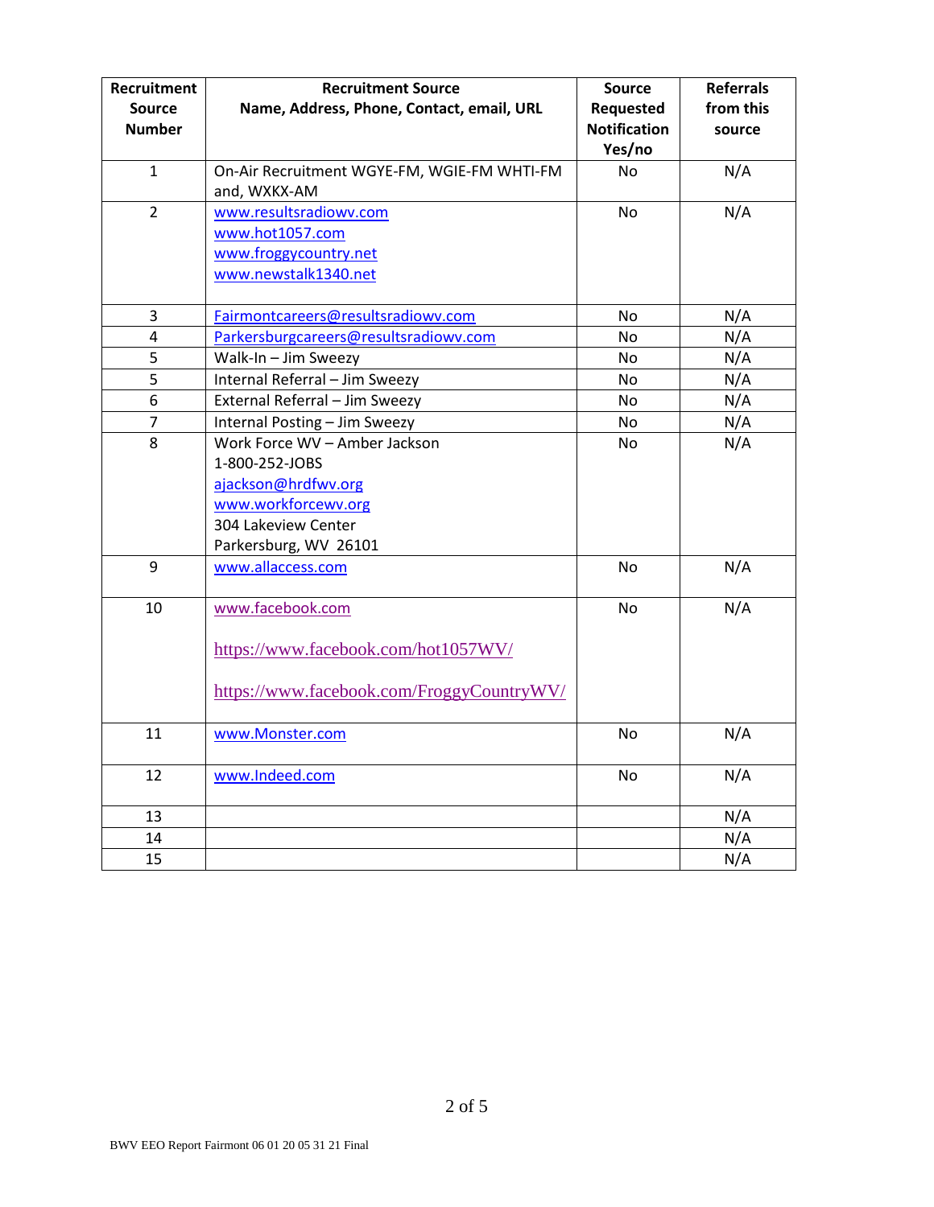| Recruitment Source Number | Recruitment Source Name, Address, Phone, Contact, email, URL | Source Requested Notification Yes/no | Referrals from this source |
|---|---|---|---|
| 1 | On-Air Recruitment WGYE-FM, WGIE-FM WHTI-FM and, WXKX-AM | No | N/A |
| 2 | www.resultsradiowv.com<br>www.hot1057.com<br>www.froggycountry.net<br>www.newstalk1340.net | No | N/A |
| 3 | Fairmontcareers@resultsradiowv.com | No | N/A |
| 4 | Parkersburgcareers@resultsradiowv.com | No | N/A |
| 5 | Walk-In – Jim Sweezy | No | N/A |
| 5 | Internal Referral – Jim Sweezy | No | N/A |
| 6 | External Referral – Jim Sweezy | No | N/A |
| 7 | Internal Posting – Jim Sweezy | No | N/A |
| 8 | Work Force WV – Amber Jackson<br>1-800-252-JOBS<br>ajackson@hrdfwv.org<br>www.workforcewv.org<br>304 Lakeview Center<br>Parkersburg, WV 26101 | No | N/A |
| 9 | www.allaccess.com | No | N/A |
| 10 | www.facebook.com<br>https://www.facebook.com/hot1057WV/<br>https://www.facebook.com/FroggyCountryWV/ | No | N/A |
| 11 | www.Monster.com | No | N/A |
| 12 | www.Indeed.com | No | N/A |
| 13 | | | N/A |
| 14 | | | N/A |
| 15 | | | N/A |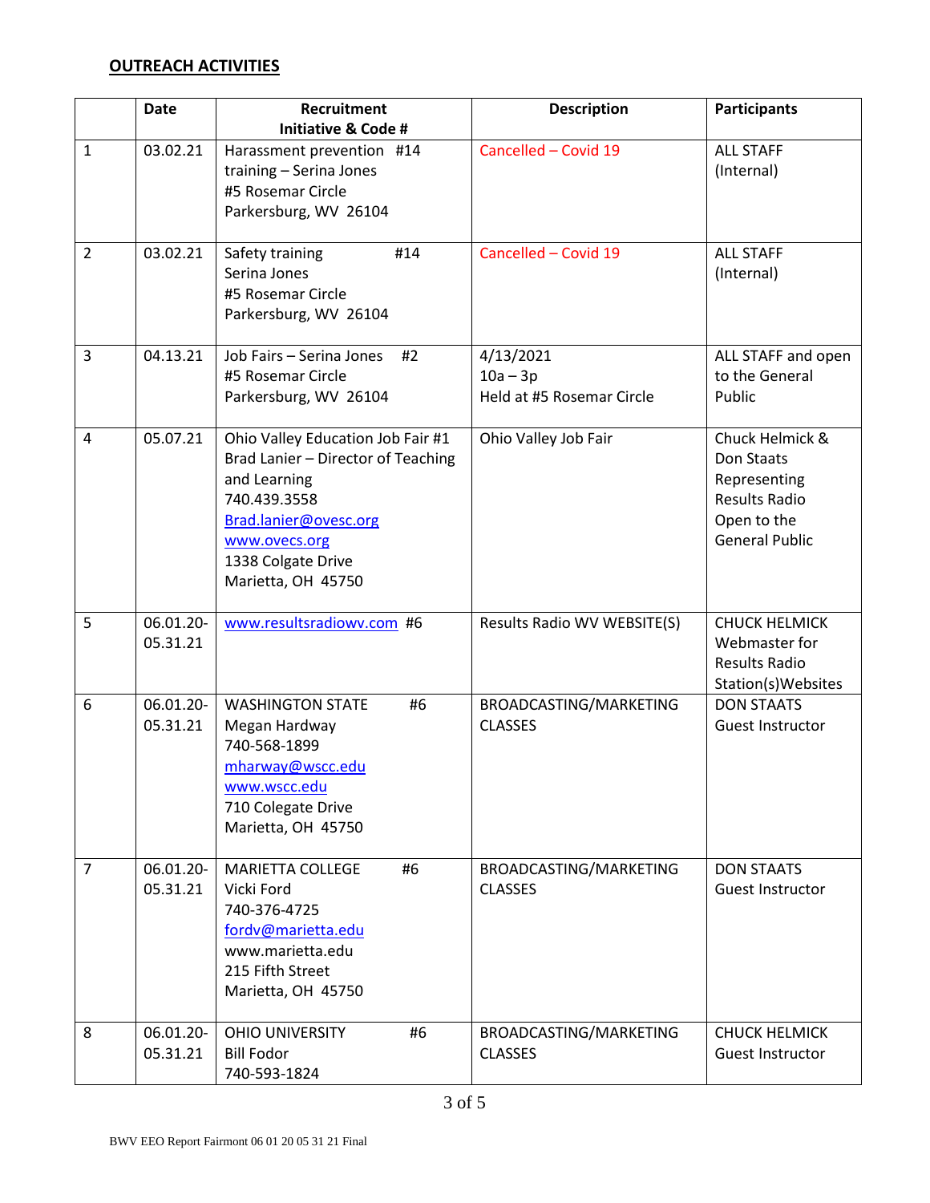**OUTREACH ACTIVITIES**

| | Date | Recruitment Initiative & Code # | Description | Participants |
|---|---|---|---|---|
| 1 | 03.02.21 | Harassment prevention #14 training – Serina Jones #5 Rosemar Circle Parkersburg, WV 26104 | Cancelled – Covid 19 | ALL STAFF (Internal) |
| 2 | 03.02.21 | Safety training #14 Serina Jones #5 Rosemar Circle Parkersburg, WV 26104 | Cancelled – Covid 19 | ALL STAFF (Internal) |
| 3 | 04.13.21 | Job Fairs – Serina Jones #2 #5 Rosemar Circle Parkersburg, WV 26104 | 4/13/2021 10a – 3p Held at #5 Rosemar Circle | ALL STAFF and open to the General Public |
| 4 | 05.07.21 | Ohio Valley Education Job Fair #1 Brad Lanier – Director of Teaching and Learning 740.439.3558 Brad.lanier@ovesc.org www.ovecs.org 1338 Colgate Drive Marietta, OH 45750 | Ohio Valley Job Fair | Chuck Helmick & Don Staats Representing Results Radio Open to the General Public |
| 5 | 06.01.20-05.31.21 | www.resultsradiowv.com #6 | Results Radio WV WEBSITE(S) | CHUCK HELMICK Webmaster for Results Radio Station(s)Websites |
| 6 | 06.01.20-05.31.21 | WASHINGTON STATE #6 Megan Hardway 740-568-1899 mharway@wscc.edu www.wscc.edu 710 Colegate Drive Marietta, OH 45750 | BROADCASTING/MARKETING CLASSES | DON STAATS Guest Instructor |
| 7 | 06.01.20-05.31.21 | MARIETTA COLLEGE #6 Vicki Ford 740-376-4725 fordv@marietta.edu www.marietta.edu 215 Fifth Street Marietta, OH 45750 | BROADCASTING/MARKETING CLASSES | DON STAATS Guest Instructor |
| 8 | 06.01.20-05.31.21 | OHIO UNIVERSITY #6 Bill Fodor 740-593-1824 | BROADCASTING/MARKETING CLASSES | CHUCK HELMICK Guest Instructor |

BWV EEO Report Fairmont 06 01 20 05 31 21 Final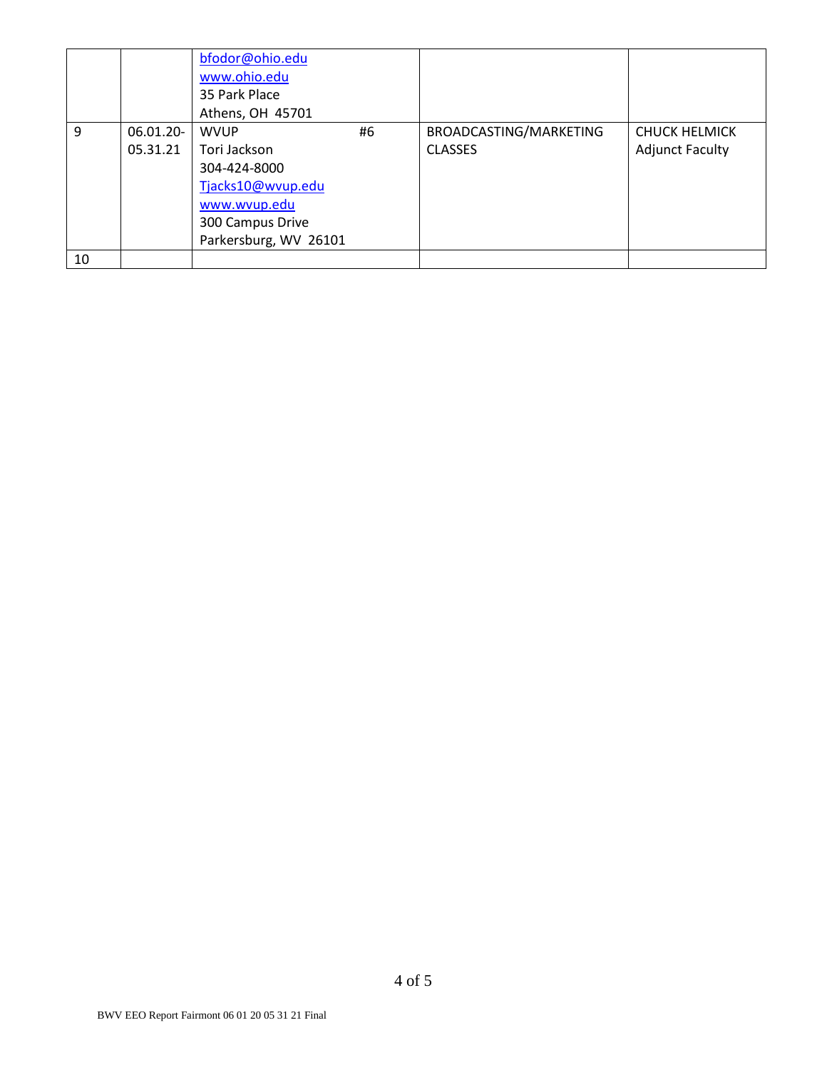| | | | | |
|---|---|---|---|---|
| | | bfodor@ohio.edu<br>www.ohio.edu<br>35 Park Place<br>Athens, OH 45701 | | |
| 9 | 06.01.20-05.31.21 | WVUP #6<br>Tori Jackson<br>304-424-8000<br>Tjacks10@wvup.edu<br>www.wvup.edu<br>300 Campus Drive<br>Parkersburg, WV 26101 | BROADCASTING/MARKETING CLASSES | CHUCK HELMICK<br>Adjunct Faculty |
| 10 | | | | |

BWV EEO Report Fairmont 06 01 20 05 31 21 Final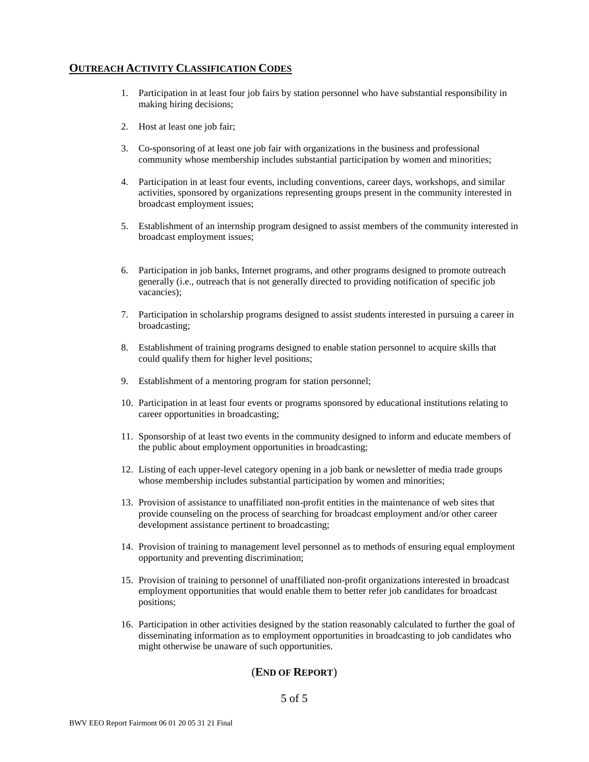## OUTREACH ACTIVITY CLASSIFICATION CODES

1. Participation in at least four job fairs by station personnel who have substantial responsibility in making hiring decisions;

2. Host at least one job fair;

3. Co-sponsoring of at least one job fair with organizations in the business and professional community whose membership includes substantial participation by women and minorities;

4. Participation in at least four events, including conventions, career days, workshops, and similar activities, sponsored by organizations representing groups present in the community interested in broadcast employment issues;

5. Establishment of an internship program designed to assist members of the community interested in broadcast employment issues;

6. Participation in job banks, Internet programs, and other programs designed to promote outreach generally (i.e., outreach that is not generally directed to providing notification of specific job vacancies);

7. Participation in scholarship programs designed to assist students interested in pursuing a career in broadcasting;

8. Establishment of training programs designed to enable station personnel to acquire skills that could qualify them for higher level positions;

9. Establishment of a mentoring program for station personnel;

10. Participation in at least four events or programs sponsored by educational institutions relating to career opportunities in broadcasting;

11. Sponsorship of at least two events in the community designed to inform and educate members of the public about employment opportunities in broadcasting;

12. Listing of each upper-level category opening in a job bank or newsletter of media trade groups whose membership includes substantial participation by women and minorities;

13. Provision of assistance to unaffiliated non-profit entities in the maintenance of web sites that provide counseling on the process of searching for broadcast employment and/or other career development assistance pertinent to broadcasting;

14. Provision of training to management level personnel as to methods of ensuring equal employment opportunity and preventing discrimination;

15. Provision of training to personnel of unaffiliated non-profit organizations interested in broadcast employment opportunities that would enable them to better refer job candidates for broadcast positions;

16. Participation in other activities designed by the station reasonably calculated to further the goal of disseminating information as to employment opportunities in broadcasting to job candidates who might otherwise be unaware of such opportunities.

(**END OF REPORT**)